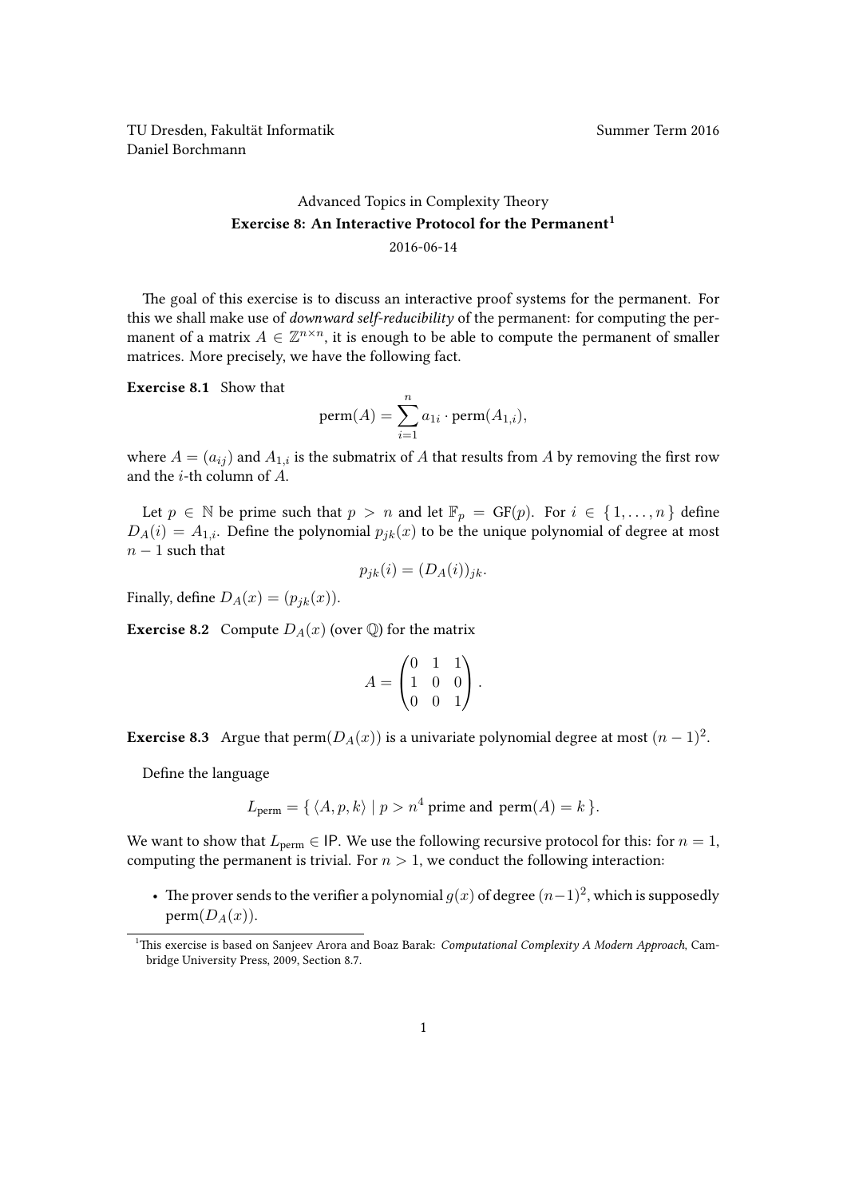TU Dresden, Fakultät Informatik
Daniel Borchmann

Summer Term 2016

# Advanced Topics in Complexity Theory

## Exercise 8: An Interactive Protocol for the Permanent[1]

2016-06-14

The goal of this exercise is to discuss an interactive proof systems for the permanent. For this we shall make use of *downward self-reducibility* of the permanent: for computing the permanent of a matrix $A \in \mathbb{Z}^{n \times n}$, it is enough to be able to compute the permanent of smaller matrices. More precisely, we have the following fact.

**Exercise 8.1** Show that

$$\operatorname{perm}(A) = \sum_{i=1}^{n} a_{1i} \cdot \operatorname{perm}(A_{1,i}),$$

where $A = (a_{ij})$ and $A_{1,i}$ is the submatrix of $A$ that results from $A$ by removing the first row and the $i$-th column of $A$.

Let $p \in \mathbb{N}$ be prime such that $p > n$ and let $\mathbb{F}_p = \mathrm{GF}(p)$. For $i \in \{1, \ldots, n\}$ define $D_A(i) = A_{1,i}$. Define the polynomial $p_{jk}(x)$ to be the unique polynomial of degree at most $n - 1$ such that

$$p_{jk}(i) = (D_A(i))_{jk}.$$

Finally, define $D_A(x) = (p_{jk}(x))$.

**Exercise 8.2** Compute $D_A(x)$ (over $\mathbb{Q}$) for the matrix

$$A = \begin{pmatrix} 0 & 1 & 1 \\ 1 & 0 & 0 \\ 0 & 0 & 1 \end{pmatrix}.$$

**Exercise 8.3** Argue that $\operatorname{perm}(D_A(x))$ is a univariate polynomial degree at most $(n-1)^2$.

Define the language

$$L_{\text{perm}} = \{ \langle A, p, k \rangle \mid p > n^4 \text{ prime and } \operatorname{perm}(A) = k \}.$$

We want to show that $L_{\text{perm}} \in \mathsf{IP}$. We use the following recursive protocol for this: for $n = 1$, computing the permanent is trivial. For $n > 1$, we conduct the following interaction:

- The prover sends to the verifier a polynomial $g(x)$ of degree $(n-1)^2$, which is supposedly $\operatorname{perm}(D_A(x))$.

[1] This exercise is based on Sanjeev Arora and Boaz Barak: *Computational Complexity A Modern Approach*, Cambridge University Press, 2009, Section 8.7.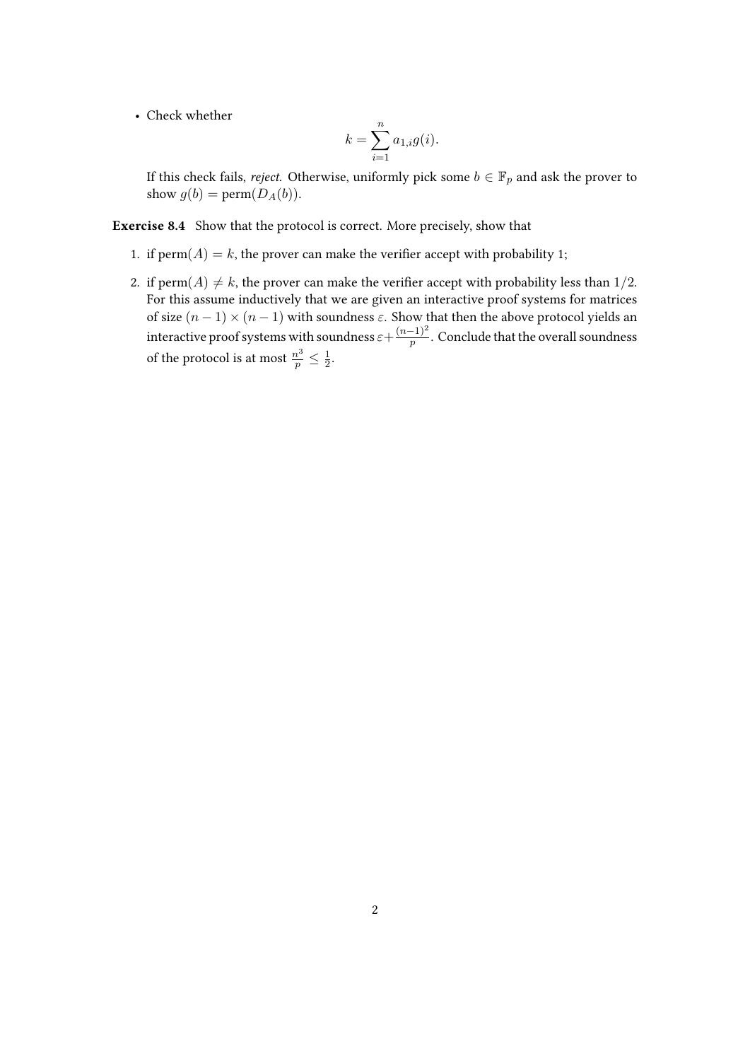- Check whether
$$k = \sum_{i=1}^{n} a_{1,i} g(i).$$
If this check fails, *reject*. Otherwise, uniformly pick some $b \in \mathbb{F}_p$ and ask the prover to show $g(b) = \text{perm}(D_A(b))$.

**Exercise 8.4** Show that the protocol is correct. More precisely, show that

1. if $\text{perm}(A) = k$, the prover can make the verifier accept with probability 1;
2. if $\text{perm}(A) \neq k$, the prover can make the verifier accept with probability less than $1/2$. For this assume inductively that we are given an interactive proof systems for matrices of size $(n-1) \times (n-1)$ with soundness $\varepsilon$. Show that then the above protocol yields an interactive proof systems with soundness $\varepsilon + \frac{(n-1)^2}{p}$. Conclude that the overall soundness of the protocol is at most $\frac{n^3}{p} \leq \frac{1}{2}$.